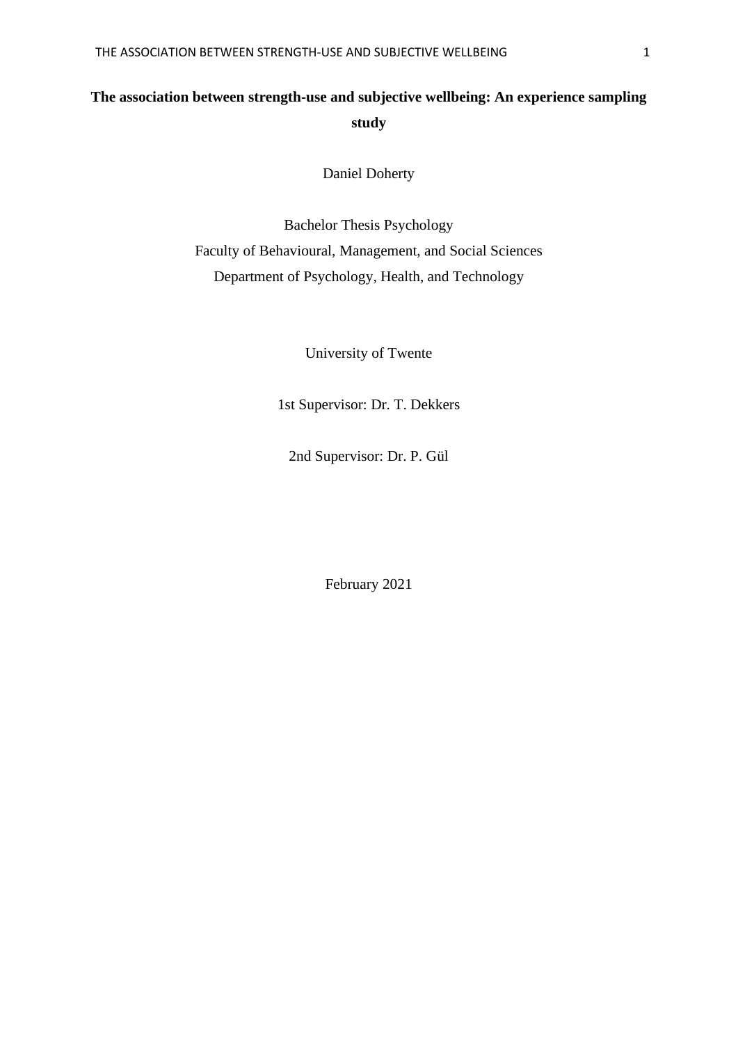# The association between strength-use and subjective wellbeing: An experience sampling study

Daniel Doherty

Bachelor Thesis Psychology

Faculty of Behavioural, Management, and Social Sciences

Department of Psychology, Health, and Technology

University of Twente

1st Supervisor: Dr. T. Dekkers

2nd Supervisor: Dr. P. Gül

February 2021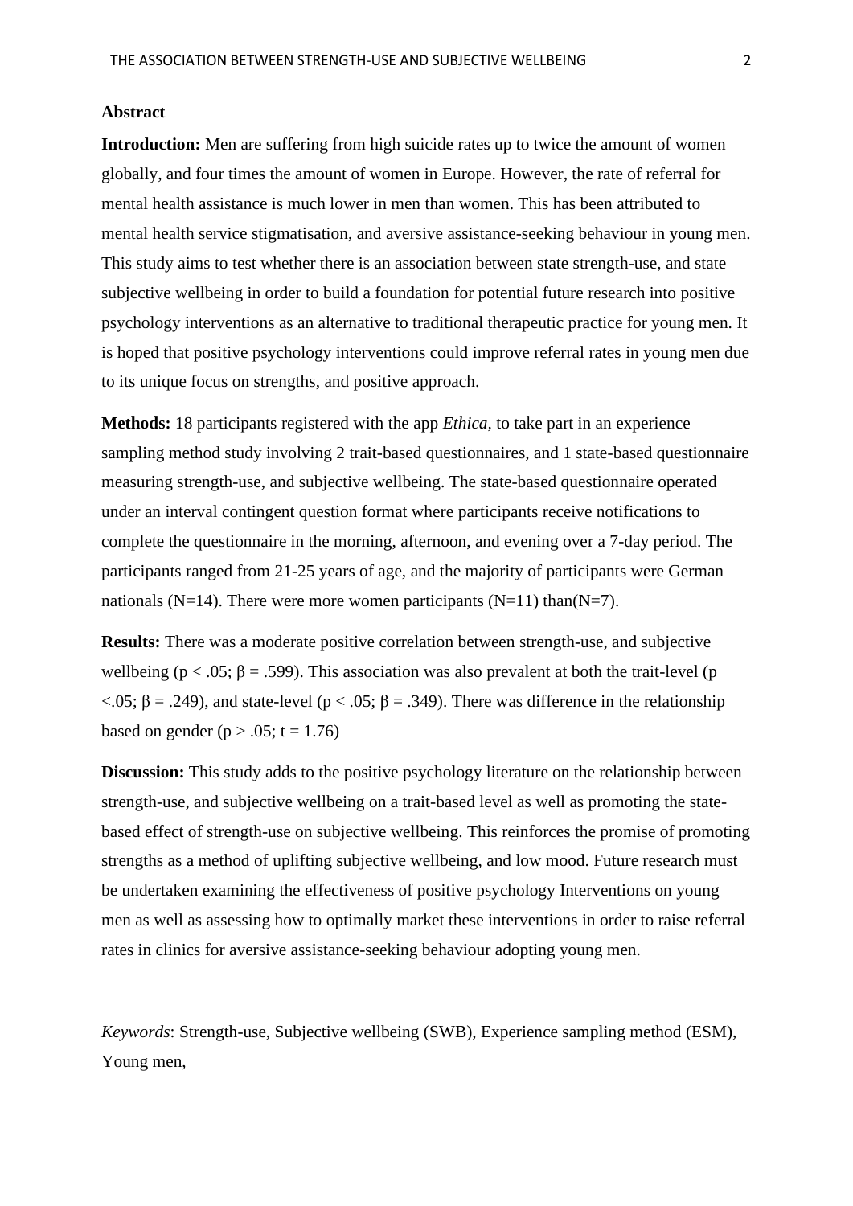**Abstract**

**Introduction:** Men are suffering from high suicide rates up to twice the amount of women globally, and four times the amount of women in Europe. However, the rate of referral for mental health assistance is much lower in men than women. This has been attributed to mental health service stigmatisation, and aversive assistance-seeking behaviour in young men. This study aims to test whether there is an association between state strength-use, and state subjective wellbeing in order to build a foundation for potential future research into positive psychology interventions as an alternative to traditional therapeutic practice for young men. It is hoped that positive psychology interventions could improve referral rates in young men due to its unique focus on strengths, and positive approach.

**Methods:** 18 participants registered with the app *Ethica,* to take part in an experience sampling method study involving 2 trait-based questionnaires, and 1 state-based questionnaire measuring strength-use, and subjective wellbeing. The state-based questionnaire operated under an interval contingent question format where participants receive notifications to complete the questionnaire in the morning, afternoon, and evening over a 7-day period. The participants ranged from 21-25 years of age, and the majority of participants were German nationals (N=14). There were more women participants (N=11) than(N=7).

**Results:** There was a moderate positive correlation between strength-use, and subjective wellbeing ($p < .05$; $\beta = .599$). This association was also prevalent at both the trait-level ($p < .05$; $\beta = .249$), and state-level ($p < .05$; $\beta = .349$). There was difference in the relationship based on gender ($p > .05$; $t = 1.76$)

**Discussion:** This study adds to the positive psychology literature on the relationship between strength-use, and subjective wellbeing on a trait-based level as well as promoting the state-based effect of strength-use on subjective wellbeing. This reinforces the promise of promoting strengths as a method of uplifting subjective wellbeing, and low mood. Future research must be undertaken examining the effectiveness of positive psychology Interventions on young men as well as assessing how to optimally market these interventions in order to raise referral rates in clinics for aversive assistance-seeking behaviour adopting young men.

*Keywords*: Strength-use, Subjective wellbeing (SWB), Experience sampling method (ESM), Young men,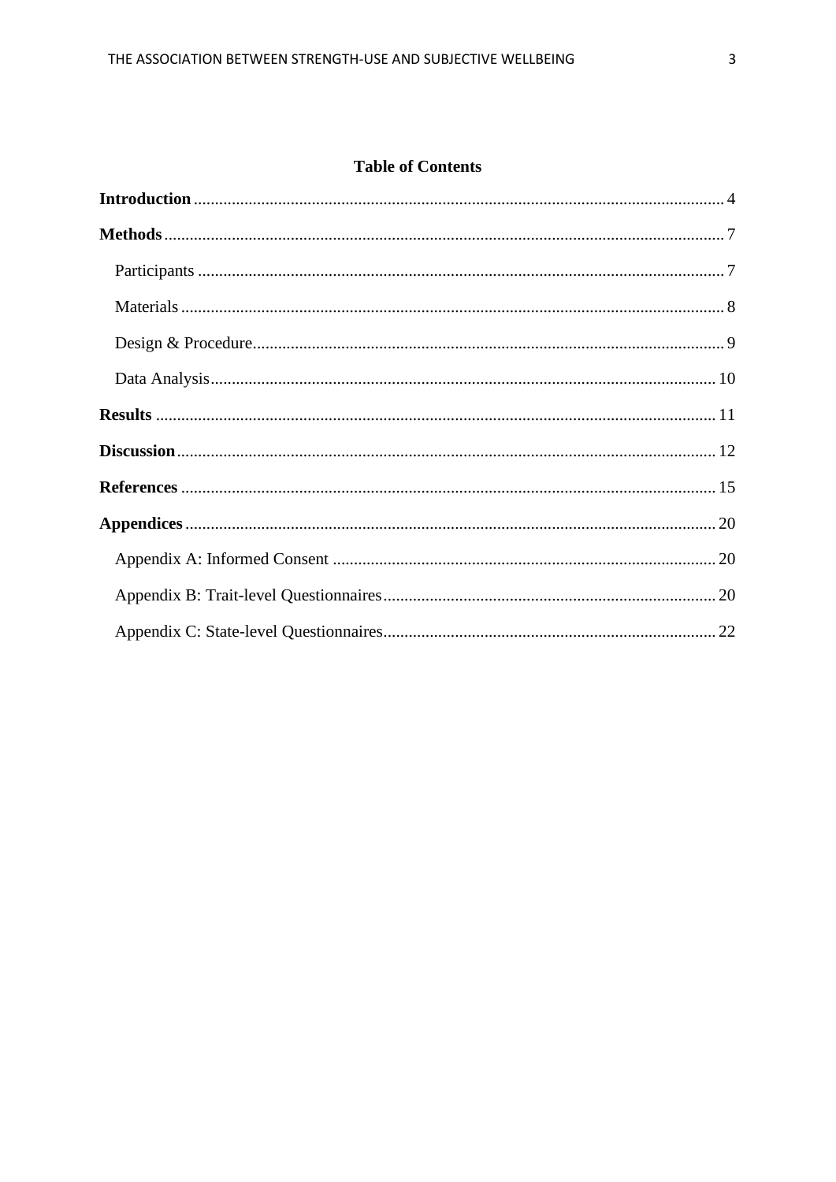## Table of Contents

**Introduction** ........................................................................................................ 4

**Methods** .............................................................................................................. 7

Participants ........................................................................................................ 7

Materials ............................................................................................................. 8

Design & Procedure ........................................................................................... 9

Data Analysis .................................................................................................... 10

**Results** ................................................................................................................ 11

**Discussion** .......................................................................................................... 12

**References** .......................................................................................................... 15

**Appendices** ......................................................................................................... 20

Appendix A: Informed Consent ........................................................................ 20

Appendix B: Trait-level Questionnaires ............................................................ 20

Appendix C: State-level Questionnaires ........................................................... 22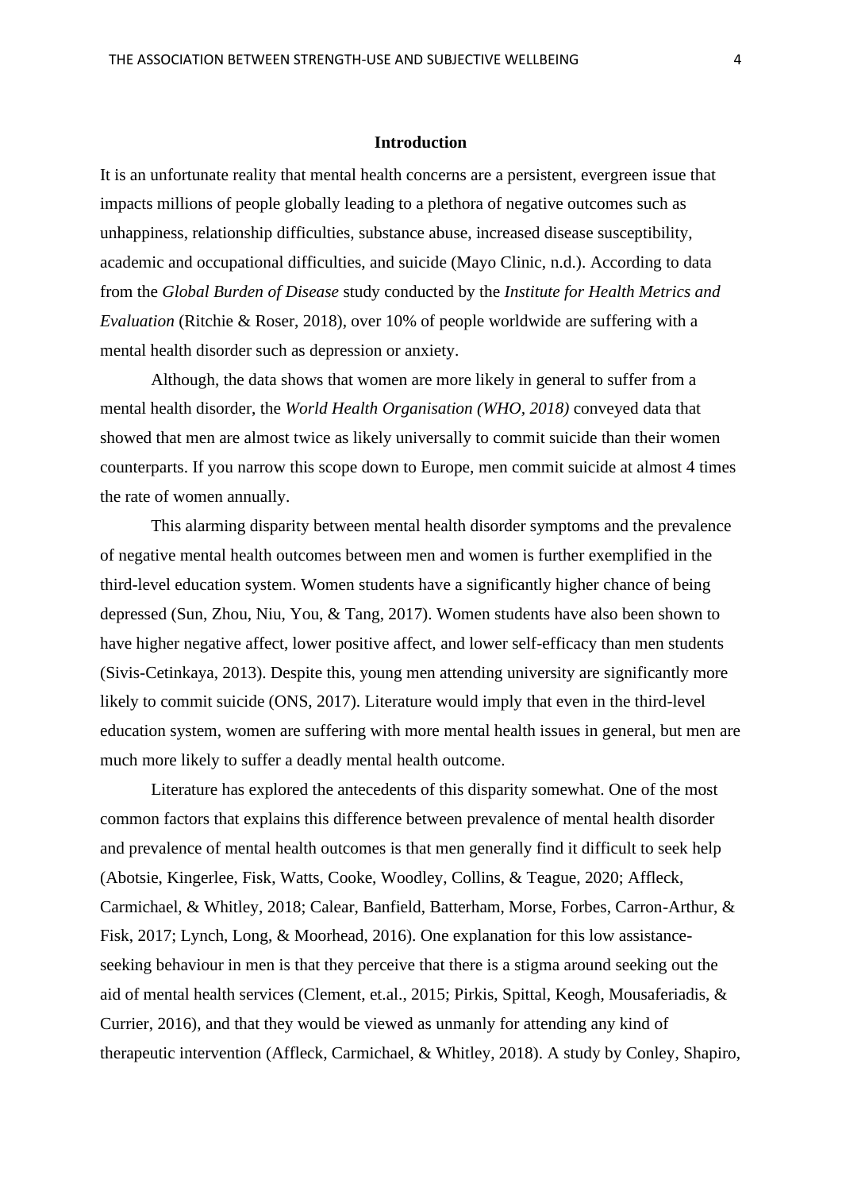# Introduction

It is an unfortunate reality that mental health concerns are a persistent, evergreen issue that impacts millions of people globally leading to a plethora of negative outcomes such as unhappiness, relationship difficulties, substance abuse, increased disease susceptibility, academic and occupational difficulties, and suicide (Mayo Clinic, n.d.). According to data from the *Global Burden of Disease* study conducted by the *Institute for Health Metrics and Evaluation* (Ritchie & Roser, 2018), over 10% of people worldwide are suffering with a mental health disorder such as depression or anxiety.

Although, the data shows that women are more likely in general to suffer from a mental health disorder, the *World Health Organisation (WHO, 2018)* conveyed data that showed that men are almost twice as likely universally to commit suicide than their women counterparts. If you narrow this scope down to Europe, men commit suicide at almost 4 times the rate of women annually.

This alarming disparity between mental health disorder symptoms and the prevalence of negative mental health outcomes between men and women is further exemplified in the third-level education system. Women students have a significantly higher chance of being depressed (Sun, Zhou, Niu, You, & Tang, 2017). Women students have also been shown to have higher negative affect, lower positive affect, and lower self-efficacy than men students (Sivis-Cetinkaya, 2013). Despite this, young men attending university are significantly more likely to commit suicide (ONS, 2017). Literature would imply that even in the third-level education system, women are suffering with more mental health issues in general, but men are much more likely to suffer a deadly mental health outcome.

Literature has explored the antecedents of this disparity somewhat. One of the most common factors that explains this difference between prevalence of mental health disorder and prevalence of mental health outcomes is that men generally find it difficult to seek help (Abotsie, Kingerlee, Fisk, Watts, Cooke, Woodley, Collins, & Teague, 2020; Affleck, Carmichael, & Whitley, 2018; Calear, Banfield, Batterham, Morse, Forbes, Carron-Arthur, & Fisk, 2017; Lynch, Long, & Moorhead, 2016). One explanation for this low assistance-seeking behaviour in men is that they perceive that there is a stigma around seeking out the aid of mental health services (Clement, et.al., 2015; Pirkis, Spittal, Keogh, Mousaferiadis, & Currier, 2016), and that they would be viewed as unmanly for attending any kind of therapeutic intervention (Affleck, Carmichael, & Whitley, 2018). A study by Conley, Shapiro,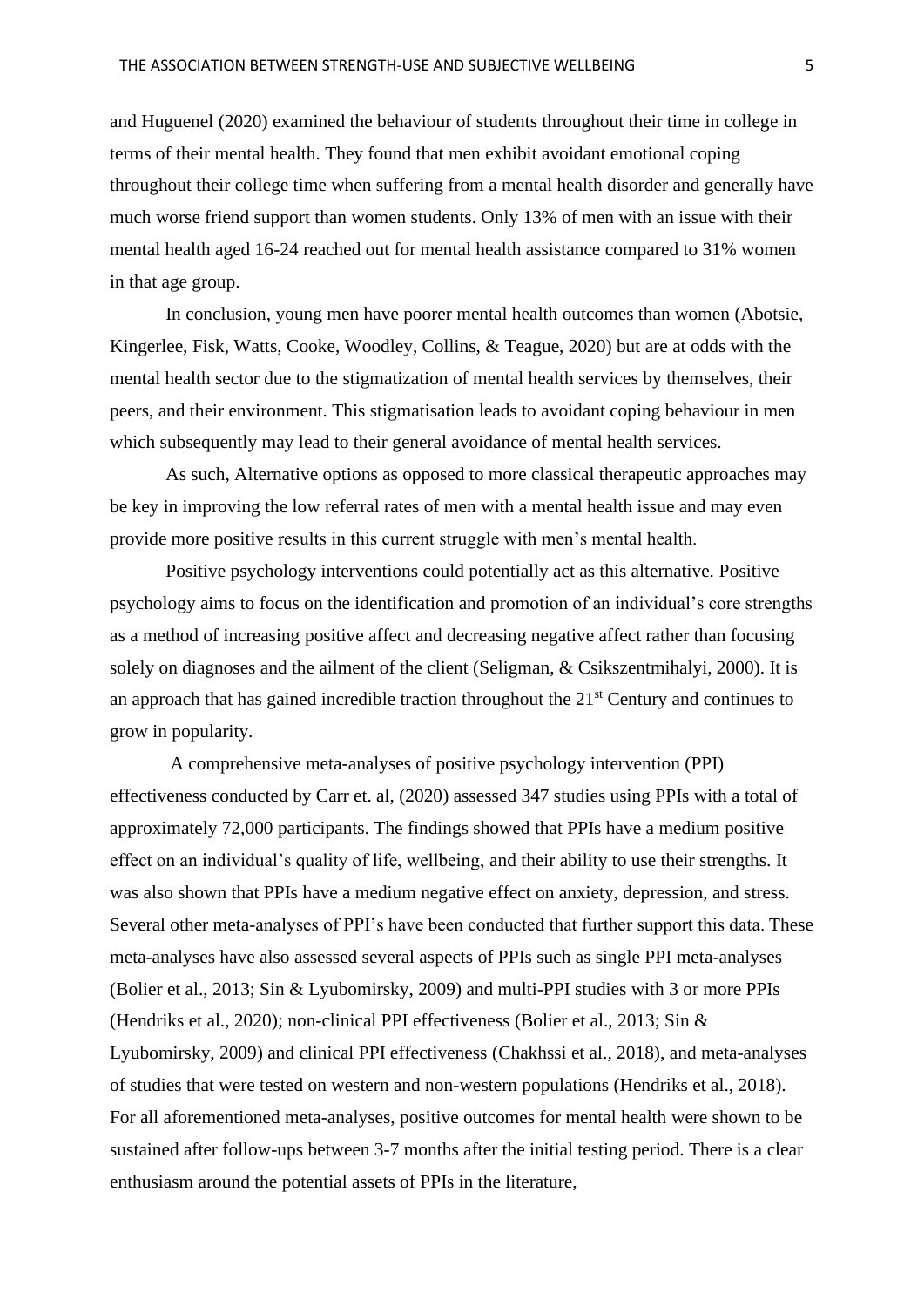and Huguenel (2020) examined the behaviour of students throughout their time in college in terms of their mental health. They found that men exhibit avoidant emotional coping throughout their college time when suffering from a mental health disorder and generally have much worse friend support than women students. Only 13% of men with an issue with their mental health aged 16-24 reached out for mental health assistance compared to 31% women in that age group.

In conclusion, young men have poorer mental health outcomes than women (Abotsie, Kingerlee, Fisk, Watts, Cooke, Woodley, Collins, & Teague, 2020) but are at odds with the mental health sector due to the stigmatization of mental health services by themselves, their peers, and their environment. This stigmatisation leads to avoidant coping behaviour in men which subsequently may lead to their general avoidance of mental health services.

As such, Alternative options as opposed to more classical therapeutic approaches may be key in improving the low referral rates of men with a mental health issue and may even provide more positive results in this current struggle with men's mental health.

Positive psychology interventions could potentially act as this alternative. Positive psychology aims to focus on the identification and promotion of an individual's core strengths as a method of increasing positive affect and decreasing negative affect rather than focusing solely on diagnoses and the ailment of the client (Seligman, & Csikszentmihalyi, 2000). It is an approach that has gained incredible traction throughout the 21st Century and continues to grow in popularity.

A comprehensive meta-analyses of positive psychology intervention (PPI) effectiveness conducted by Carr et. al, (2020) assessed 347 studies using PPIs with a total of approximately 72,000 participants. The findings showed that PPIs have a medium positive effect on an individual's quality of life, wellbeing, and their ability to use their strengths. It was also shown that PPIs have a medium negative effect on anxiety, depression, and stress. Several other meta-analyses of PPI's have been conducted that further support this data. These meta-analyses have also assessed several aspects of PPIs such as single PPI meta-analyses (Bolier et al., 2013; Sin & Lyubomirsky, 2009) and multi-PPI studies with 3 or more PPIs (Hendriks et al., 2020); non-clinical PPI effectiveness (Bolier et al., 2013; Sin & Lyubomirsky, 2009) and clinical PPI effectiveness (Chakhssi et al., 2018), and meta-analyses of studies that were tested on western and non-western populations (Hendriks et al., 2018). For all aforementioned meta-analyses, positive outcomes for mental health were shown to be sustained after follow-ups between 3-7 months after the initial testing period. There is a clear enthusiasm around the potential assets of PPIs in the literature,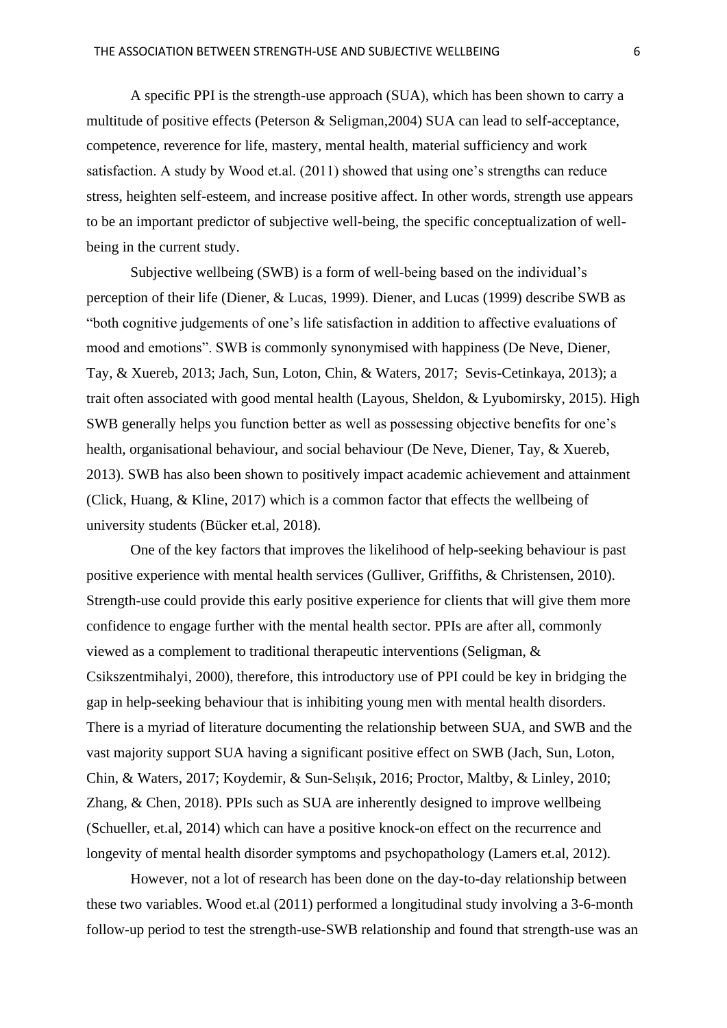A specific PPI is the strength-use approach (SUA), which has been shown to carry a multitude of positive effects (Peterson & Seligman,2004) SUA can lead to self-acceptance, competence, reverence for life, mastery, mental health, material sufficiency and work satisfaction. A study by Wood et.al. (2011) showed that using one's strengths can reduce stress, heighten self-esteem, and increase positive affect. In other words, strength use appears to be an important predictor of subjective well-being, the specific conceptualization of well-being in the current study.

Subjective wellbeing (SWB) is a form of well-being based on the individual's perception of their life (Diener, & Lucas, 1999). Diener, and Lucas (1999) describe SWB as "both cognitive judgements of one's life satisfaction in addition to affective evaluations of mood and emotions". SWB is commonly synonymised with happiness (De Neve, Diener, Tay, & Xuereb, 2013; Jach, Sun, Loton, Chin, & Waters, 2017; Sevis-Cetinkaya, 2013); a trait often associated with good mental health (Layous, Sheldon, & Lyubomirsky, 2015). High SWB generally helps you function better as well as possessing objective benefits for one's health, organisational behaviour, and social behaviour (De Neve, Diener, Tay, & Xuereb, 2013). SWB has also been shown to positively impact academic achievement and attainment (Click, Huang, & Kline, 2017) which is a common factor that effects the wellbeing of university students (Bücker et.al, 2018).

One of the key factors that improves the likelihood of help-seeking behaviour is past positive experience with mental health services (Gulliver, Griffiths, & Christensen, 2010). Strength-use could provide this early positive experience for clients that will give them more confidence to engage further with the mental health sector. PPIs are after all, commonly viewed as a complement to traditional therapeutic interventions (Seligman, & Csikszentmihalyi, 2000), therefore, this introductory use of PPI could be key in bridging the gap in help-seeking behaviour that is inhibiting young men with mental health disorders. There is a myriad of literature documenting the relationship between SUA, and SWB and the vast majority support SUA having a significant positive effect on SWB (Jach, Sun, Loton, Chin, & Waters, 2017; Koydemir, & Sun-Selışık, 2016; Proctor, Maltby, & Linley, 2010; Zhang, & Chen, 2018). PPIs such as SUA are inherently designed to improve wellbeing (Schueller, et.al, 2014) which can have a positive knock-on effect on the recurrence and longevity of mental health disorder symptoms and psychopathology (Lamers et.al, 2012).

However, not a lot of research has been done on the day-to-day relationship between these two variables. Wood et.al (2011) performed a longitudinal study involving a 3-6-month follow-up period to test the strength-use-SWB relationship and found that strength-use was an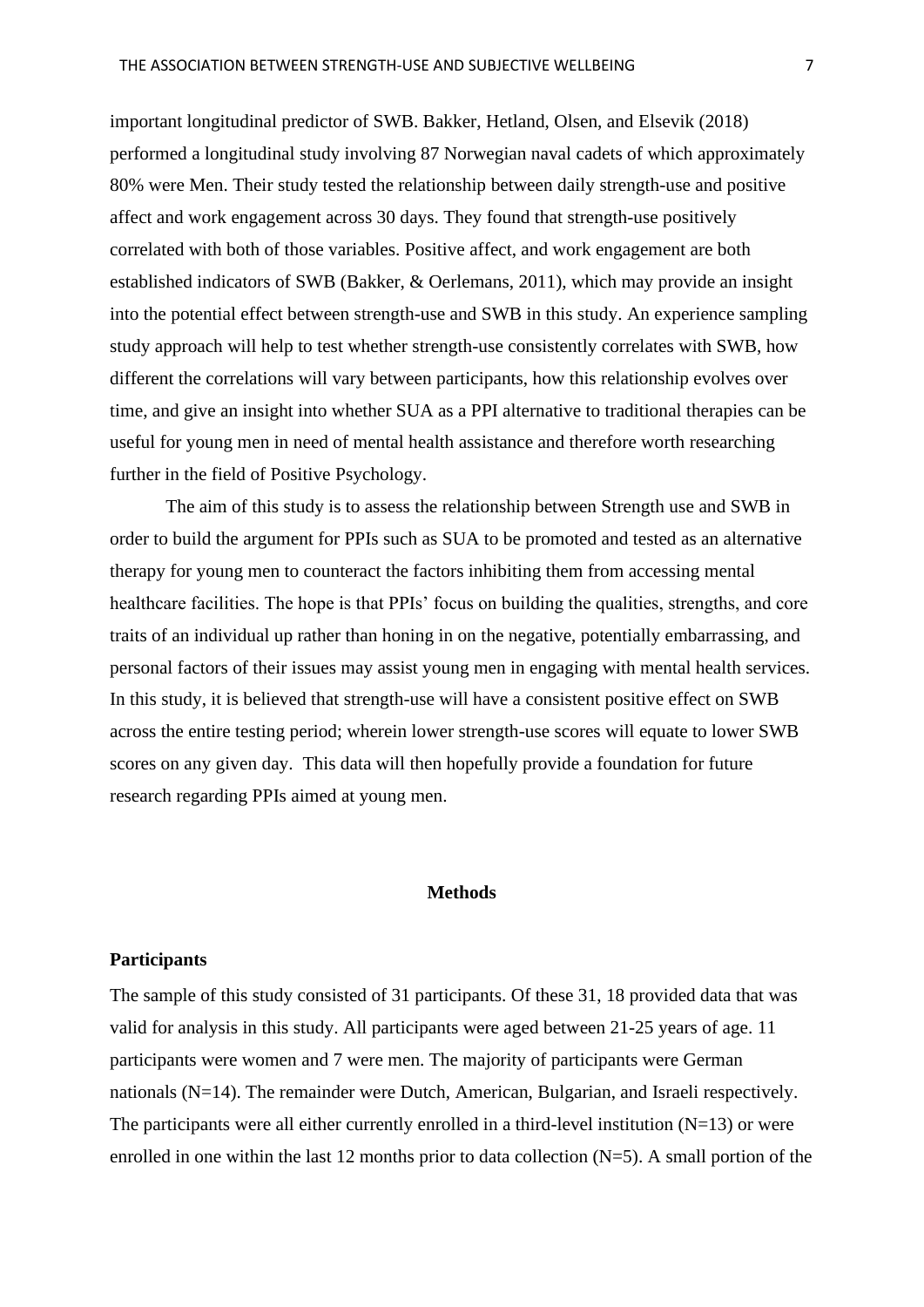important longitudinal predictor of SWB. Bakker, Hetland, Olsen, and Elsevik (2018) performed a longitudinal study involving 87 Norwegian naval cadets of which approximately 80% were Men. Their study tested the relationship between daily strength-use and positive affect and work engagement across 30 days. They found that strength-use positively correlated with both of those variables. Positive affect, and work engagement are both established indicators of SWB (Bakker, & Oerlemans, 2011), which may provide an insight into the potential effect between strength-use and SWB in this study. An experience sampling study approach will help to test whether strength-use consistently correlates with SWB, how different the correlations will vary between participants, how this relationship evolves over time, and give an insight into whether SUA as a PPI alternative to traditional therapies can be useful for young men in need of mental health assistance and therefore worth researching further in the field of Positive Psychology.

The aim of this study is to assess the relationship between Strength use and SWB in order to build the argument for PPIs such as SUA to be promoted and tested as an alternative therapy for young men to counteract the factors inhibiting them from accessing mental healthcare facilities. The hope is that PPIs' focus on building the qualities, strengths, and core traits of an individual up rather than honing in on the negative, potentially embarrassing, and personal factors of their issues may assist young men in engaging with mental health services. In this study, it is believed that strength-use will have a consistent positive effect on SWB across the entire testing period; wherein lower strength-use scores will equate to lower SWB scores on any given day. This data will then hopefully provide a foundation for future research regarding PPIs aimed at young men.

## Methods

### Participants

The sample of this study consisted of 31 participants. Of these 31, 18 provided data that was valid for analysis in this study. All participants were aged between 21-25 years of age. 11 participants were women and 7 were men. The majority of participants were German nationals (N=14). The remainder were Dutch, American, Bulgarian, and Israeli respectively. The participants were all either currently enrolled in a third-level institution (N=13) or were enrolled in one within the last 12 months prior to data collection (N=5). A small portion of the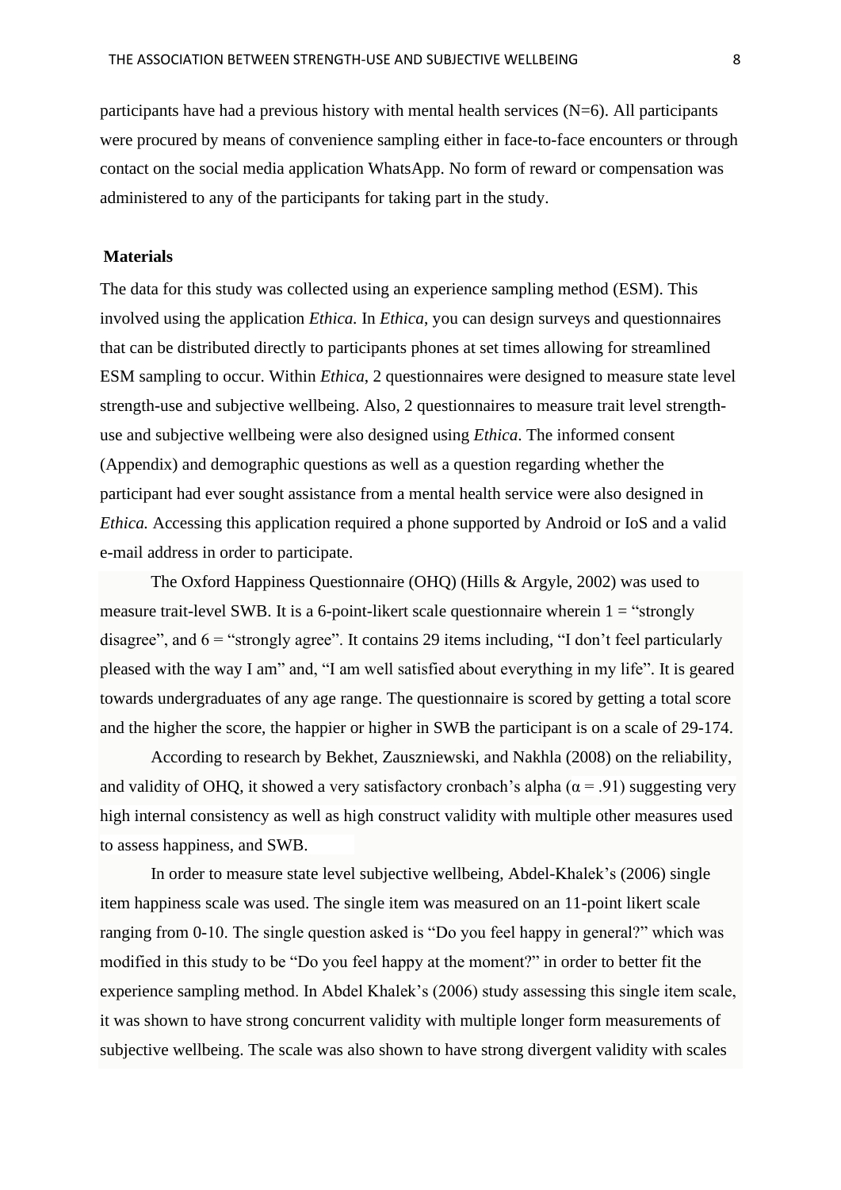participants have had a previous history with mental health services (N=6). All participants were procured by means of convenience sampling either in face-to-face encounters or through contact on the social media application WhatsApp. No form of reward or compensation was administered to any of the participants for taking part in the study.

## Materials

The data for this study was collected using an experience sampling method (ESM). This involved using the application *Ethica.* In *Ethica*, you can design surveys and questionnaires that can be distributed directly to participants phones at set times allowing for streamlined ESM sampling to occur. Within *Ethica*, 2 questionnaires were designed to measure state level strength-use and subjective wellbeing. Also, 2 questionnaires to measure trait level strength-use and subjective wellbeing were also designed using *Ethica*. The informed consent (Appendix) and demographic questions as well as a question regarding whether the participant had ever sought assistance from a mental health service were also designed in *Ethica.* Accessing this application required a phone supported by Android or IoS and a valid e-mail address in order to participate.

The Oxford Happiness Questionnaire (OHQ) (Hills & Argyle, 2002) was used to measure trait-level SWB. It is a 6-point-likert scale questionnaire wherein 1 = "strongly disagree", and 6 = "strongly agree". It contains 29 items including, "I don't feel particularly pleased with the way I am" and, "I am well satisfied about everything in my life". It is geared towards undergraduates of any age range. The questionnaire is scored by getting a total score and the higher the score, the happier or higher in SWB the participant is on a scale of 29-174.

According to research by Bekhet, Zauszniewski, and Nakhla (2008) on the reliability, and validity of OHQ, it showed a very satisfactory cronbach's alpha ($\alpha = .91$) suggesting very high internal consistency as well as high construct validity with multiple other measures used to assess happiness, and SWB.

In order to measure state level subjective wellbeing, Abdel-Khalek's (2006) single item happiness scale was used. The single item was measured on an 11-point likert scale ranging from 0-10. The single question asked is "Do you feel happy in general?" which was modified in this study to be "Do you feel happy at the moment?" in order to better fit the experience sampling method. In Abdel Khalek's (2006) study assessing this single item scale, it was shown to have strong concurrent validity with multiple longer form measurements of subjective wellbeing. The scale was also shown to have strong divergent validity with scales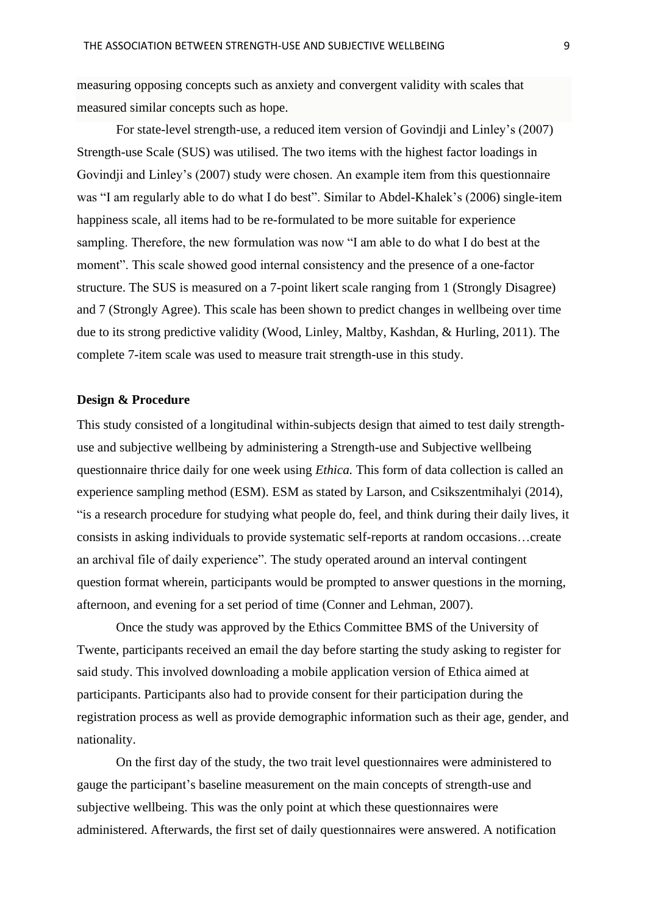measuring opposing concepts such as anxiety and convergent validity with scales that measured similar concepts such as hope.

For state-level strength-use, a reduced item version of Govindji and Linley's (2007) Strength-use Scale (SUS) was utilised. The two items with the highest factor loadings in Govindji and Linley's (2007) study were chosen. An example item from this questionnaire was "I am regularly able to do what I do best". Similar to Abdel-Khalek's (2006) single-item happiness scale, all items had to be re-formulated to be more suitable for experience sampling. Therefore, the new formulation was now "I am able to do what I do best at the moment". This scale showed good internal consistency and the presence of a one-factor structure. The SUS is measured on a 7-point likert scale ranging from 1 (Strongly Disagree) and 7 (Strongly Agree). This scale has been shown to predict changes in wellbeing over time due to its strong predictive validity (Wood, Linley, Maltby, Kashdan, & Hurling, 2011). The complete 7-item scale was used to measure trait strength-use in this study.

**Design & Procedure**

This study consisted of a longitudinal within-subjects design that aimed to test daily strength-use and subjective wellbeing by administering a Strength-use and Subjective wellbeing questionnaire thrice daily for one week using *Ethica.* This form of data collection is called an experience sampling method (ESM). ESM as stated by Larson, and Csikszentmihalyi (2014), "is a research procedure for studying what people do, feel, and think during their daily lives, it consists in asking individuals to provide systematic self-reports at random occasions…create an archival file of daily experience". The study operated around an interval contingent question format wherein, participants would be prompted to answer questions in the morning, afternoon, and evening for a set period of time (Conner and Lehman, 2007).

Once the study was approved by the Ethics Committee BMS of the University of Twente, participants received an email the day before starting the study asking to register for said study. This involved downloading a mobile application version of Ethica aimed at participants. Participants also had to provide consent for their participation during the registration process as well as provide demographic information such as their age, gender, and nationality.

On the first day of the study, the two trait level questionnaires were administered to gauge the participant's baseline measurement on the main concepts of strength-use and subjective wellbeing. This was the only point at which these questionnaires were administered. Afterwards, the first set of daily questionnaires were answered. A notification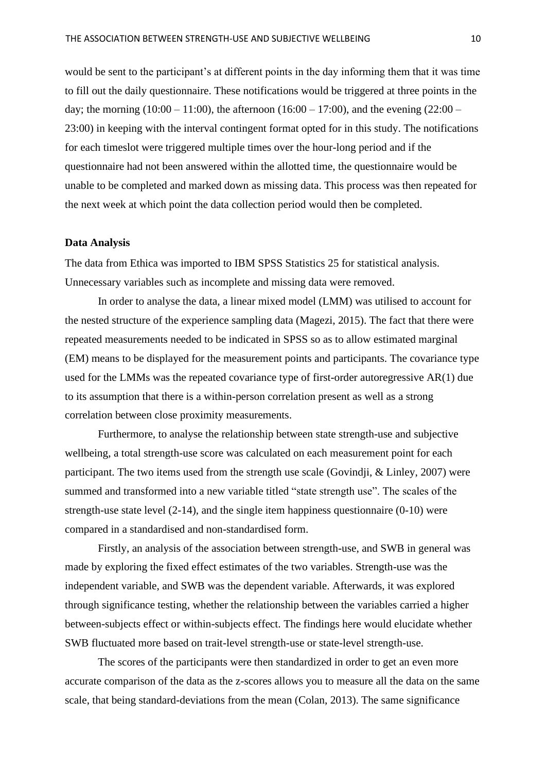would be sent to the participant's at different points in the day informing them that it was time to fill out the daily questionnaire. These notifications would be triggered at three points in the day; the morning (10:00 – 11:00), the afternoon (16:00 – 17:00), and the evening (22:00 – 23:00) in keeping with the interval contingent format opted for in this study. The notifications for each timeslot were triggered multiple times over the hour-long period and if the questionnaire had not been answered within the allotted time, the questionnaire would be unable to be completed and marked down as missing data. This process was then repeated for the next week at which point the data collection period would then be completed.

**Data Analysis**

The data from Ethica was imported to IBM SPSS Statistics 25 for statistical analysis. Unnecessary variables such as incomplete and missing data were removed.

In order to analyse the data, a linear mixed model (LMM) was utilised to account for the nested structure of the experience sampling data (Magezi, 2015). The fact that there were repeated measurements needed to be indicated in SPSS so as to allow estimated marginal (EM) means to be displayed for the measurement points and participants. The covariance type used for the LMMs was the repeated covariance type of first-order autoregressive AR(1) due to its assumption that there is a within-person correlation present as well as a strong correlation between close proximity measurements.

Furthermore, to analyse the relationship between state strength-use and subjective wellbeing, a total strength-use score was calculated on each measurement point for each participant. The two items used from the strength use scale (Govindji, & Linley, 2007) were summed and transformed into a new variable titled "state strength use". The scales of the strength-use state level (2-14), and the single item happiness questionnaire (0-10) were compared in a standardised and non-standardised form.

Firstly, an analysis of the association between strength-use, and SWB in general was made by exploring the fixed effect estimates of the two variables. Strength-use was the independent variable, and SWB was the dependent variable. Afterwards, it was explored through significance testing, whether the relationship between the variables carried a higher between-subjects effect or within-subjects effect. The findings here would elucidate whether SWB fluctuated more based on trait-level strength-use or state-level strength-use.

The scores of the participants were then standardized in order to get an even more accurate comparison of the data as the z-scores allows you to measure all the data on the same scale, that being standard-deviations from the mean (Colan, 2013). The same significance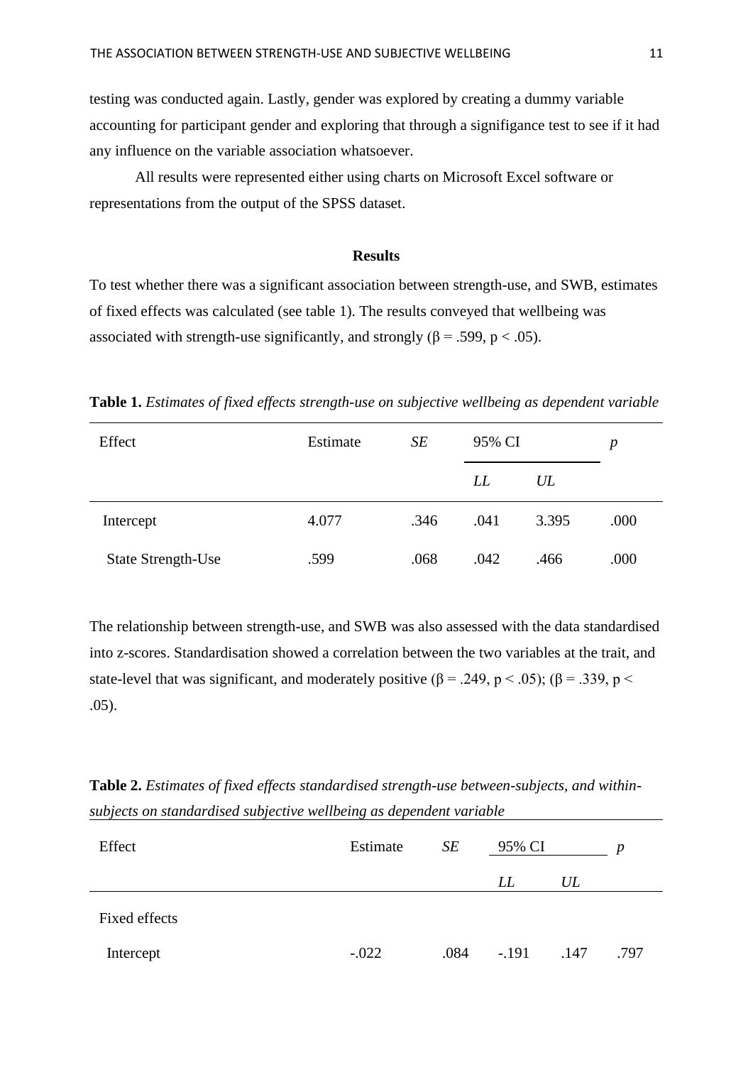testing was conducted again. Lastly, gender was explored by creating a dummy variable accounting for participant gender and exploring that through a signifigance test to see if it had any influence on the variable association whatsoever.

All results were represented either using charts on Microsoft Excel software or representations from the output of the SPSS dataset.

## Results

To test whether there was a significant association between strength-use, and SWB, estimates of fixed effects was calculated (see table 1). The results conveyed that wellbeing was associated with strength-use significantly, and strongly ($\beta = .599$, $p < .05$).

**Table 1.** *Estimates of fixed effects strength-use on subjective wellbeing as dependent variable*

| Effect | Estimate | *SE* | 95% CI | | *p* |
|---|---|---|---|---|---|
| | | | *LL* | *UL* | |
| Intercept | 4.077 | .346 | .041 | 3.395 | .000 |
| State Strength-Use | .599 | .068 | .042 | .466 | .000 |

The relationship between strength-use, and SWB was also assessed with the data standardised into z-scores. Standardisation showed a correlation between the two variables at the trait, and state-level that was significant, and moderately positive ($\beta = .249$, $p < .05$); ($\beta = .339$, $p < .05$).

**Table 2.** *Estimates of fixed effects standardised strength-use between-subjects, and within-subjects on standardised subjective wellbeing as dependent variable*

| Effect | Estimate | *SE* | 95% CI | | *p* |
|---|---|---|---|---|---|
| | | | *LL* | *UL* | |
| Fixed effects | | | | | |
| Intercept | -.022 | .084 | -.191 | .147 | .797 |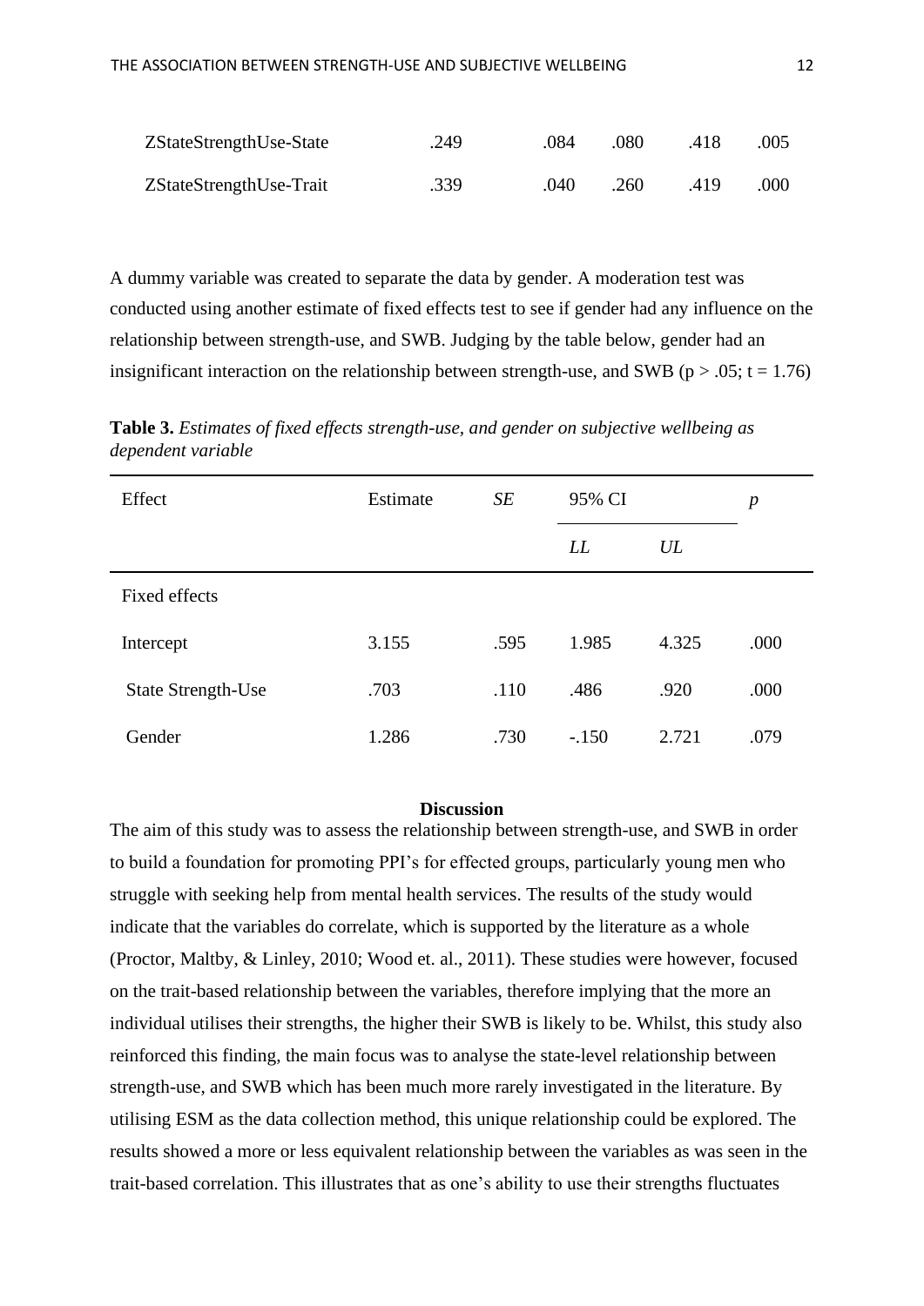| ZStateStrengthUse-State | .249 | .084 | .080 | .418 | .005 |
|---|---|---|---|---|---|
| ZStateStrengthUse-Trait | .339 | .040 | .260 | .419 | .000 |

A dummy variable was created to separate the data by gender. A moderation test was conducted using another estimate of fixed effects test to see if gender had any influence on the relationship between strength-use, and SWB. Judging by the table below, gender had an insignificant interaction on the relationship between strength-use, and SWB ($p > .05$; $t = 1.76$)

**Table 3.** *Estimates of fixed effects strength-use, and gender on subjective wellbeing as dependent variable*

| Effect | Estimate | *SE* | 95% CI | | *p* |
|---|---|---|---|---|---|
| | | | *LL* | *UL* | |
| Fixed effects | | | | | |
| Intercept | 3.155 | .595 | 1.985 | 4.325 | .000 |
| State Strength-Use | .703 | .110 | .486 | .920 | .000 |
| Gender | 1.286 | .730 | -.150 | 2.721 | .079 |

## Discussion

The aim of this study was to assess the relationship between strength-use, and SWB in order to build a foundation for promoting PPI's for effected groups, particularly young men who struggle with seeking help from mental health services. The results of the study would indicate that the variables do correlate, which is supported by the literature as a whole (Proctor, Maltby, & Linley, 2010; Wood et. al., 2011). These studies were however, focused on the trait-based relationship between the variables, therefore implying that the more an individual utilises their strengths, the higher their SWB is likely to be. Whilst, this study also reinforced this finding, the main focus was to analyse the state-level relationship between strength-use, and SWB which has been much more rarely investigated in the literature. By utilising ESM as the data collection method, this unique relationship could be explored. The results showed a more or less equivalent relationship between the variables as was seen in the trait-based correlation. This illustrates that as one's ability to use their strengths fluctuates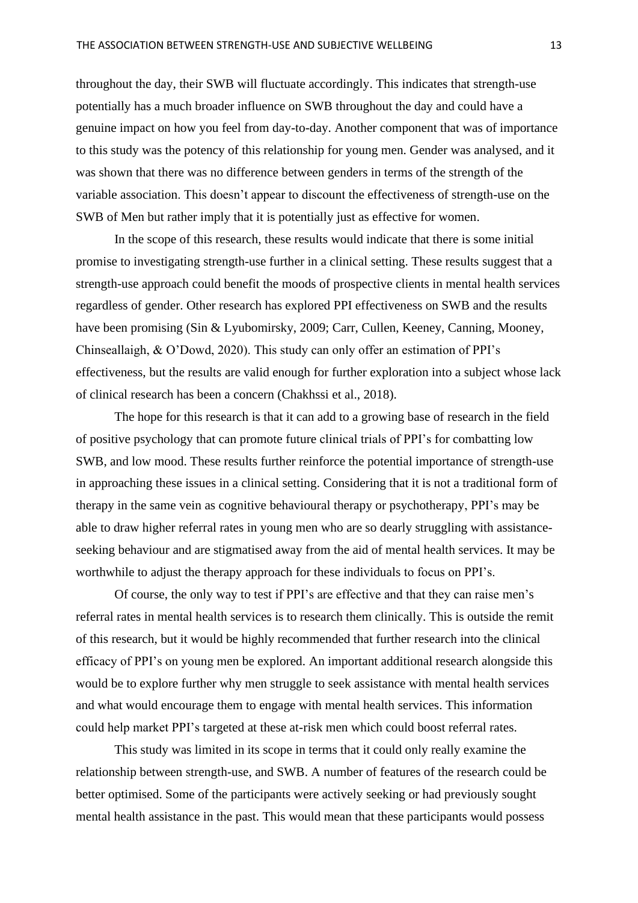throughout the day, their SWB will fluctuate accordingly. This indicates that strength-use potentially has a much broader influence on SWB throughout the day and could have a genuine impact on how you feel from day-to-day. Another component that was of importance to this study was the potency of this relationship for young men. Gender was analysed, and it was shown that there was no difference between genders in terms of the strength of the variable association. This doesn't appear to discount the effectiveness of strength-use on the SWB of Men but rather imply that it is potentially just as effective for women.

In the scope of this research, these results would indicate that there is some initial promise to investigating strength-use further in a clinical setting. These results suggest that a strength-use approach could benefit the moods of prospective clients in mental health services regardless of gender. Other research has explored PPI effectiveness on SWB and the results have been promising (Sin & Lyubomirsky, 2009; Carr, Cullen, Keeney, Canning, Mooney, Chinseallaigh, & O'Dowd, 2020). This study can only offer an estimation of PPI's effectiveness, but the results are valid enough for further exploration into a subject whose lack of clinical research has been a concern (Chakhssi et al., 2018).

The hope for this research is that it can add to a growing base of research in the field of positive psychology that can promote future clinical trials of PPI's for combatting low SWB, and low mood. These results further reinforce the potential importance of strength-use in approaching these issues in a clinical setting. Considering that it is not a traditional form of therapy in the same vein as cognitive behavioural therapy or psychotherapy, PPI's may be able to draw higher referral rates in young men who are so dearly struggling with assistance-seeking behaviour and are stigmatised away from the aid of mental health services. It may be worthwhile to adjust the therapy approach for these individuals to focus on PPI's.

Of course, the only way to test if PPI's are effective and that they can raise men's referral rates in mental health services is to research them clinically. This is outside the remit of this research, but it would be highly recommended that further research into the clinical efficacy of PPI's on young men be explored. An important additional research alongside this would be to explore further why men struggle to seek assistance with mental health services and what would encourage them to engage with mental health services. This information could help market PPI's targeted at these at-risk men which could boost referral rates.

This study was limited in its scope in terms that it could only really examine the relationship between strength-use, and SWB. A number of features of the research could be better optimised. Some of the participants were actively seeking or had previously sought mental health assistance in the past. This would mean that these participants would possess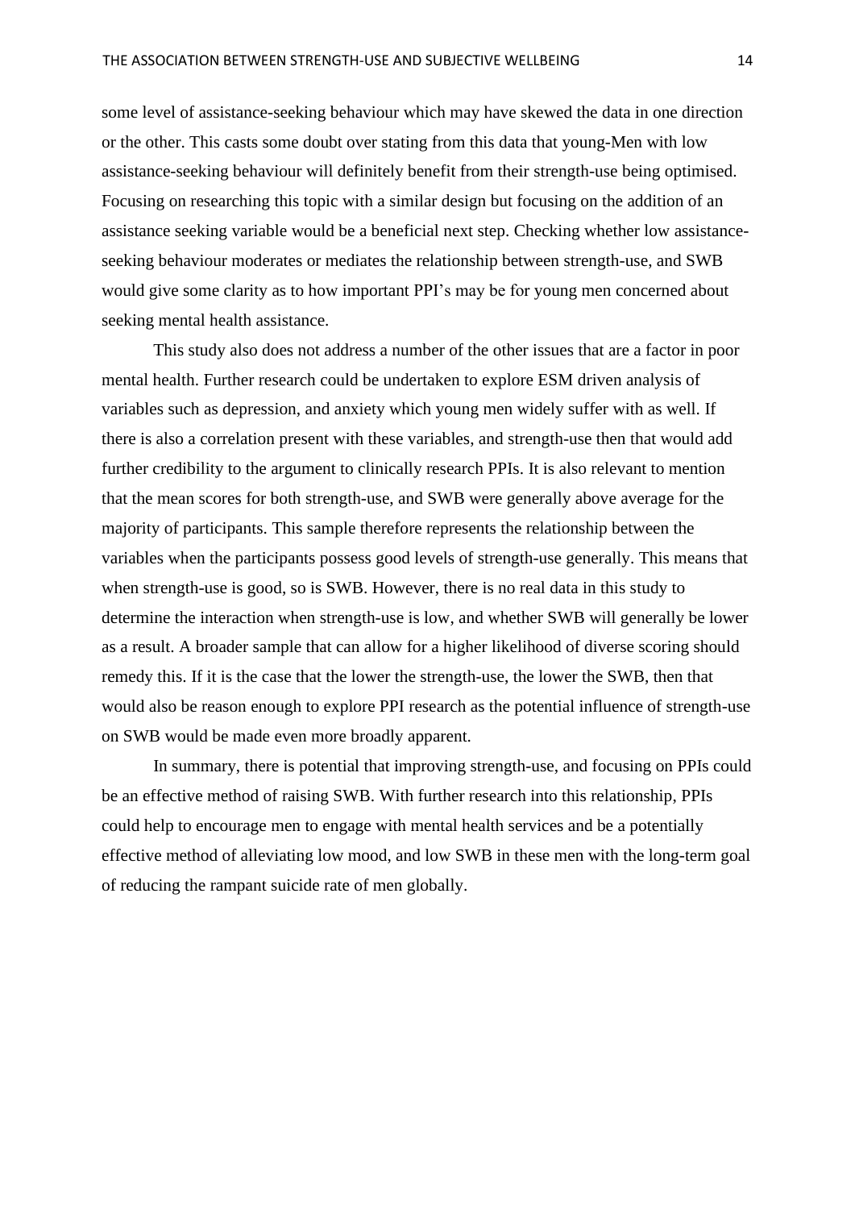some level of assistance-seeking behaviour which may have skewed the data in one direction or the other. This casts some doubt over stating from this data that young-Men with low assistance-seeking behaviour will definitely benefit from their strength-use being optimised. Focusing on researching this topic with a similar design but focusing on the addition of an assistance seeking variable would be a beneficial next step. Checking whether low assistance-seeking behaviour moderates or mediates the relationship between strength-use, and SWB would give some clarity as to how important PPI's may be for young men concerned about seeking mental health assistance.

This study also does not address a number of the other issues that are a factor in poor mental health. Further research could be undertaken to explore ESM driven analysis of variables such as depression, and anxiety which young men widely suffer with as well. If there is also a correlation present with these variables, and strength-use then that would add further credibility to the argument to clinically research PPIs. It is also relevant to mention that the mean scores for both strength-use, and SWB were generally above average for the majority of participants. This sample therefore represents the relationship between the variables when the participants possess good levels of strength-use generally. This means that when strength-use is good, so is SWB. However, there is no real data in this study to determine the interaction when strength-use is low, and whether SWB will generally be lower as a result. A broader sample that can allow for a higher likelihood of diverse scoring should remedy this. If it is the case that the lower the strength-use, the lower the SWB, then that would also be reason enough to explore PPI research as the potential influence of strength-use on SWB would be made even more broadly apparent.

In summary, there is potential that improving strength-use, and focusing on PPIs could be an effective method of raising SWB. With further research into this relationship, PPIs could help to encourage men to engage with mental health services and be a potentially effective method of alleviating low mood, and low SWB in these men with the long-term goal of reducing the rampant suicide rate of men globally.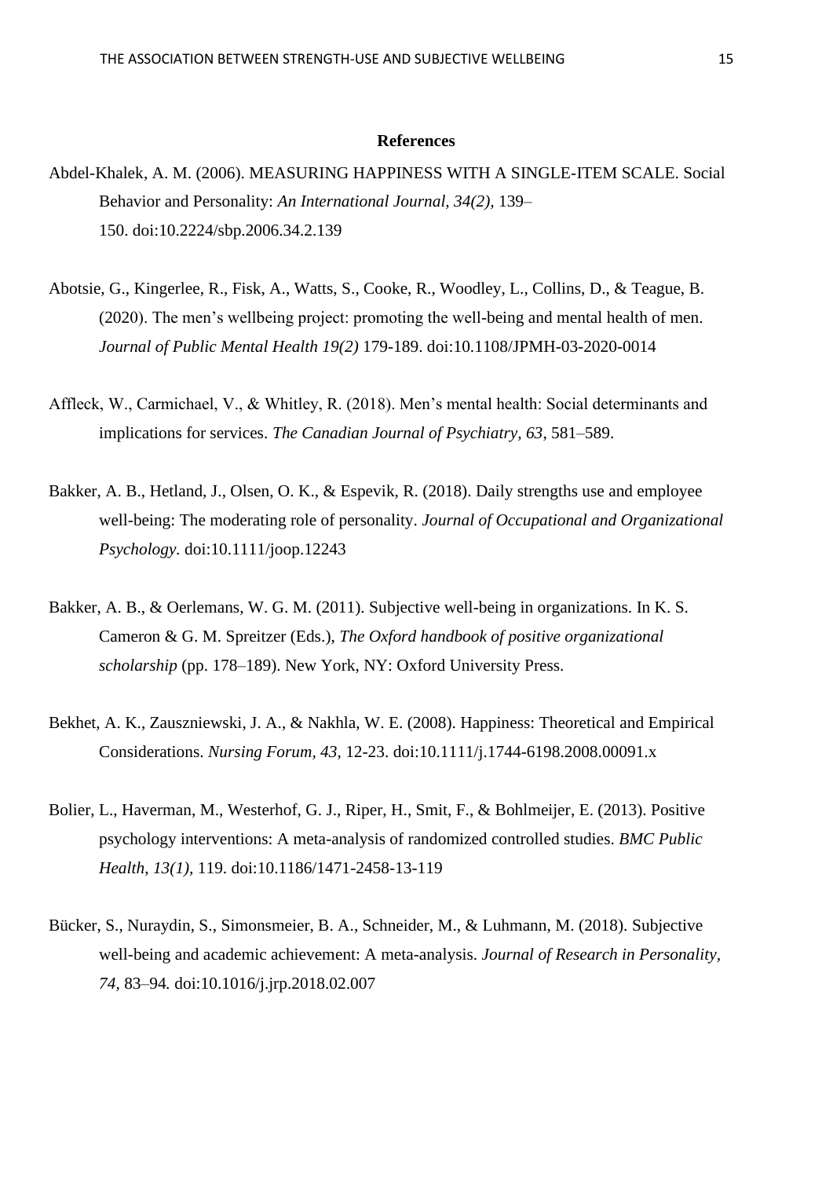**References**

Abdel-Khalek, A. M. (2006). MEASURING HAPPINESS WITH A SINGLE-ITEM SCALE. Social Behavior and Personality: *An International Journal, 34(2),* 139–150. doi:10.2224/sbp.2006.34.2.139

Abotsie, G., Kingerlee, R., Fisk, A., Watts, S., Cooke, R., Woodley, L., Collins, D., & Teague, B. (2020). The men's wellbeing project: promoting the well-being and mental health of men. *Journal of Public Mental Health 19(2)* 179-189. doi:10.1108/JPMH-03-2020-0014

Affleck, W., Carmichael, V., & Whitley, R. (2018). Men's mental health: Social determinants and implications for services. *The Canadian Journal of Psychiatry, 63*, 581–589.

Bakker, A. B., Hetland, J., Olsen, O. K., & Espevik, R. (2018). Daily strengths use and employee well-being: The moderating role of personality. *Journal of Occupational and Organizational Psychology.* doi:10.1111/joop.12243

Bakker, A. B., & Oerlemans, W. G. M. (2011). Subjective well-being in organizations. In K. S. Cameron & G. M. Spreitzer (Eds.), *The Oxford handbook of positive organizational scholarship* (pp. 178–189). New York, NY: Oxford University Press.

Bekhet, A. K., Zauszniewski, J. A., & Nakhla, W. E. (2008). Happiness: Theoretical and Empirical Considerations. *Nursing Forum, 43*, 12-23. doi:10.1111/j.1744-6198.2008.00091.x

Bolier, L., Haverman, M., Westerhof, G. J., Riper, H., Smit, F., & Bohlmeijer, E. (2013). Positive psychology interventions: A meta-analysis of randomized controlled studies. *BMC Public Health, 13(1)*, 119. doi:10.1186/1471-2458-13-119

Bücker, S., Nuraydin, S., Simonsmeier, B. A., Schneider, M., & Luhmann, M. (2018). Subjective well-being and academic achievement: A meta-analysis. *Journal of Research in Personality, 74,* 83–94*.* doi:10.1016/j.jrp.2018.02.007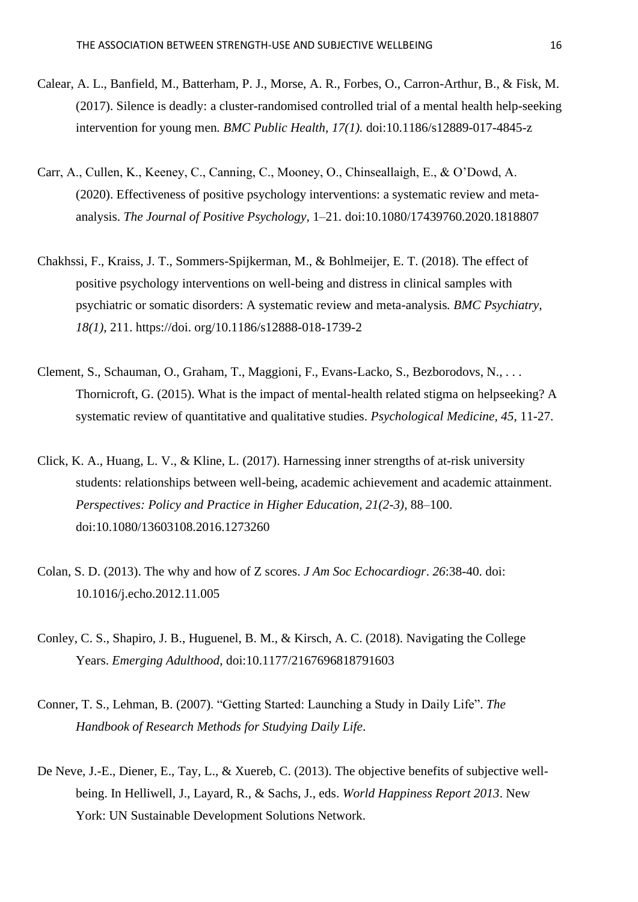Calear, A. L., Banfield, M., Batterham, P. J., Morse, A. R., Forbes, O., Carron-Arthur, B., & Fisk, M. (2017). Silence is deadly: a cluster-randomised controlled trial of a mental health help-seeking intervention for young men. *BMC Public Health, 17(1).* doi:10.1186/s12889-017-4845-z

Carr, A., Cullen, K., Keeney, C., Canning, C., Mooney, O., Chinseallaigh, E., & O'Dowd, A. (2020). Effectiveness of positive psychology interventions: a systematic review and meta-analysis. *The Journal of Positive Psychology,* 1–21. doi:10.1080/17439760.2020.1818807

Chakhssi, F., Kraiss, J. T., Sommers-Spijkerman, M., & Bohlmeijer, E. T. (2018). The effect of positive psychology interventions on well-being and distress in clinical samples with psychiatric or somatic disorders: A systematic review and meta-analysis. *BMC Psychiatry, 18(1),* 211. https://doi. org/10.1186/s12888-018-1739-2

Clement, S., Schauman, O., Graham, T., Maggioni, F., Evans-Lacko, S., Bezborodovs, N., . . . Thornicroft, G. (2015). What is the impact of mental-health related stigma on helpseeking? A systematic review of quantitative and qualitative studies. *Psychological Medicine, 45,* 11-27.

Click, K. A., Huang, L. V., & Kline, L. (2017). Harnessing inner strengths of at-risk university students: relationships between well-being, academic achievement and academic attainment. *Perspectives: Policy and Practice in Higher Education, 21(2-3),* 88–100. doi:10.1080/13603108.2016.1273260

Colan, S. D. (2013). The why and how of Z scores. *J Am Soc Echocardiogr*. *26*:38-40. doi: 10.1016/j.echo.2012.11.005

Conley, C. S., Shapiro, J. B., Huguenel, B. M., & Kirsch, A. C. (2018). Navigating the College Years. *Emerging Adulthood*, doi:10.1177/2167696818791603

Conner, T. S., Lehman, B. (2007). "Getting Started: Launching a Study in Daily Life". *The Handbook of Research Methods for Studying Daily Life*.

De Neve, J.-E., Diener, E., Tay, L., & Xuereb, C. (2013). The objective benefits of subjective well-being. In Helliwell, J., Layard, R., & Sachs, J., eds. *World Happiness Report 2013*. New York: UN Sustainable Development Solutions Network.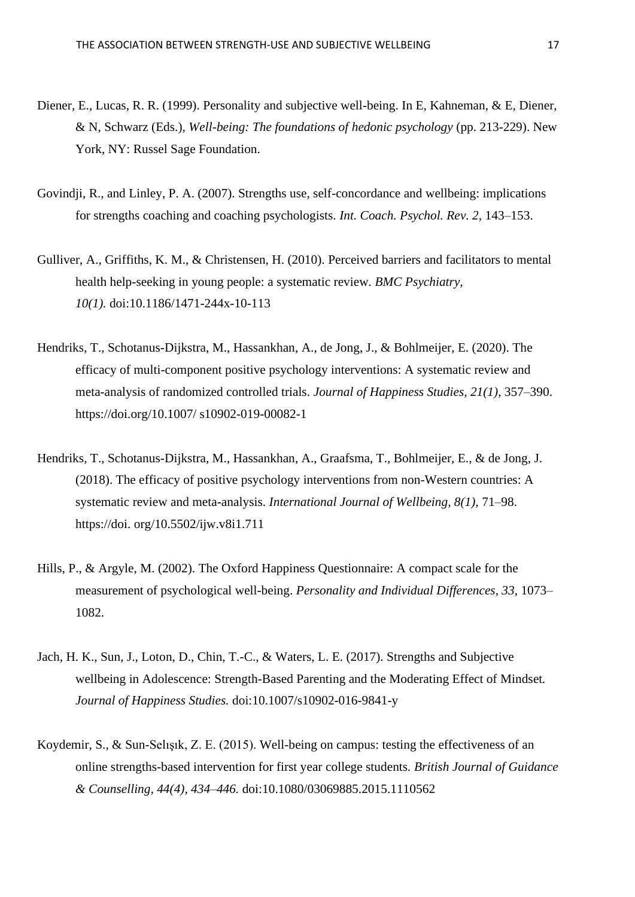Diener, E., Lucas, R. R. (1999). Personality and subjective well-being. In E, Kahneman, & E, Diener, & N, Schwarz (Eds.), *Well-being: The foundations of hedonic psychology* (pp. 213-229). New York, NY: Russel Sage Foundation.

Govindji, R., and Linley, P. A. (2007). Strengths use, self-concordance and wellbeing: implications for strengths coaching and coaching psychologists. *Int. Coach. Psychol. Rev. 2*, 143–153.

Gulliver, A., Griffiths, K. M., & Christensen, H. (2010). Perceived barriers and facilitators to mental health help-seeking in young people: a systematic review. *BMC Psychiatry, 10(1).* doi:10.1186/1471-244x-10-113

Hendriks, T., Schotanus-Dijkstra, M., Hassankhan, A., de Jong, J., & Bohlmeijer, E. (2020). The efficacy of multi-component positive psychology interventions: A systematic review and meta-analysis of randomized controlled trials. *Journal of Happiness Studies, 21(1)*, 357–390. https://doi.org/10.1007/ s10902-019-00082-1

Hendriks, T., Schotanus-Dijkstra, M., Hassankhan, A., Graafsma, T., Bohlmeijer, E., & de Jong, J. (2018). The efficacy of positive psychology interventions from non-Western countries: A systematic review and meta-analysis. *International Journal of Wellbeing, 8(1)*, 71–98. https://doi. org/10.5502/ijw.v8i1.711

Hills, P., & Argyle, M. (2002). The Oxford Happiness Questionnaire: A compact scale for the measurement of psychological well-being. *Personality and Individual Differences, 33*, 1073–1082.

Jach, H. K., Sun, J., Loton, D., Chin, T.-C., & Waters, L. E. (2017). Strengths and Subjective wellbeing in Adolescence: Strength-Based Parenting and the Moderating Effect of Mindset. *Journal of Happiness Studies.* doi:10.1007/s10902-016-9841-y

Koydemir, S., & Sun-Selıṣık, Z. E. (2015). Well-being on campus: testing the effectiveness of an online strengths-based intervention for first year college students. *British Journal of Guidance & Counselling, 44(4), 434–446.* doi:10.1080/03069885.2015.1110562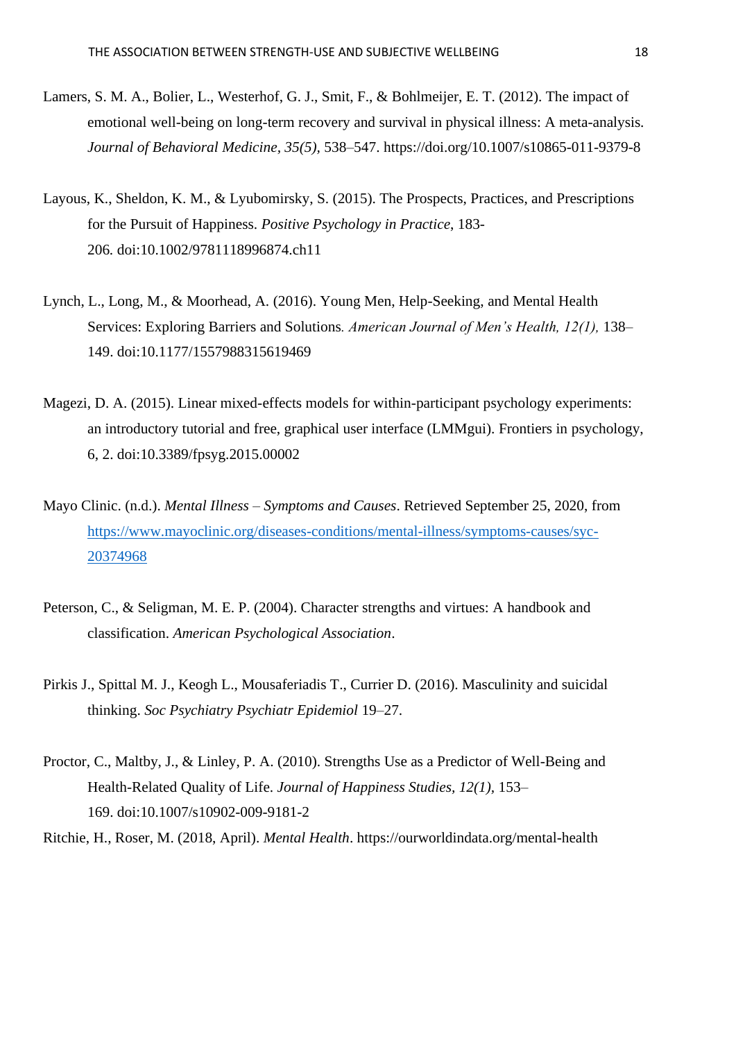Lamers, S. M. A., Bolier, L., Westerhof, G. J., Smit, F., & Bohlmeijer, E. T. (2012). The impact of emotional well-being on long-term recovery and survival in physical illness: A meta-analysis. *Journal of Behavioral Medicine, 35(5),* 538–547. https://doi.org/10.1007/s10865-011-9379-8

Layous, K., Sheldon, K. M., & Lyubomirsky, S. (2015). The Prospects, Practices, and Prescriptions for the Pursuit of Happiness. *Positive Psychology in Practice*, 183-206. doi:10.1002/9781118996874.ch11

Lynch, L., Long, M., & Moorhead, A. (2016). Young Men, Help-Seeking, and Mental Health Services: Exploring Barriers and Solutions*. American Journal of Men's Health, 12(1),* 138–149. doi:10.1177/1557988315619469

Magezi, D. A. (2015). Linear mixed-effects models for within-participant psychology experiments: an introductory tutorial and free, graphical user interface (LMMgui). Frontiers in psychology, 6, 2. doi:10.3389/fpsyg.2015.00002

Mayo Clinic. (n.d.). *Mental Illness – Symptoms and Causes*. Retrieved September 25, 2020, from https://www.mayoclinic.org/diseases-conditions/mental-illness/symptoms-causes/syc-20374968

Peterson, C., & Seligman, M. E. P. (2004). Character strengths and virtues: A handbook and classification. *American Psychological Association*.

Pirkis J., Spittal M. J., Keogh L., Mousaferiadis T., Currier D. (2016). Masculinity and suicidal thinking. *Soc Psychiatry Psychiatr Epidemiol* 19–27.

Proctor, C., Maltby, J., & Linley, P. A. (2010). Strengths Use as a Predictor of Well-Being and Health-Related Quality of Life. *Journal of Happiness Studies*, *12(1),* 153–169. doi:10.1007/s10902-009-9181-2

Ritchie, H., Roser, M. (2018, April). *Mental Health*. https://ourworldindata.org/mental-health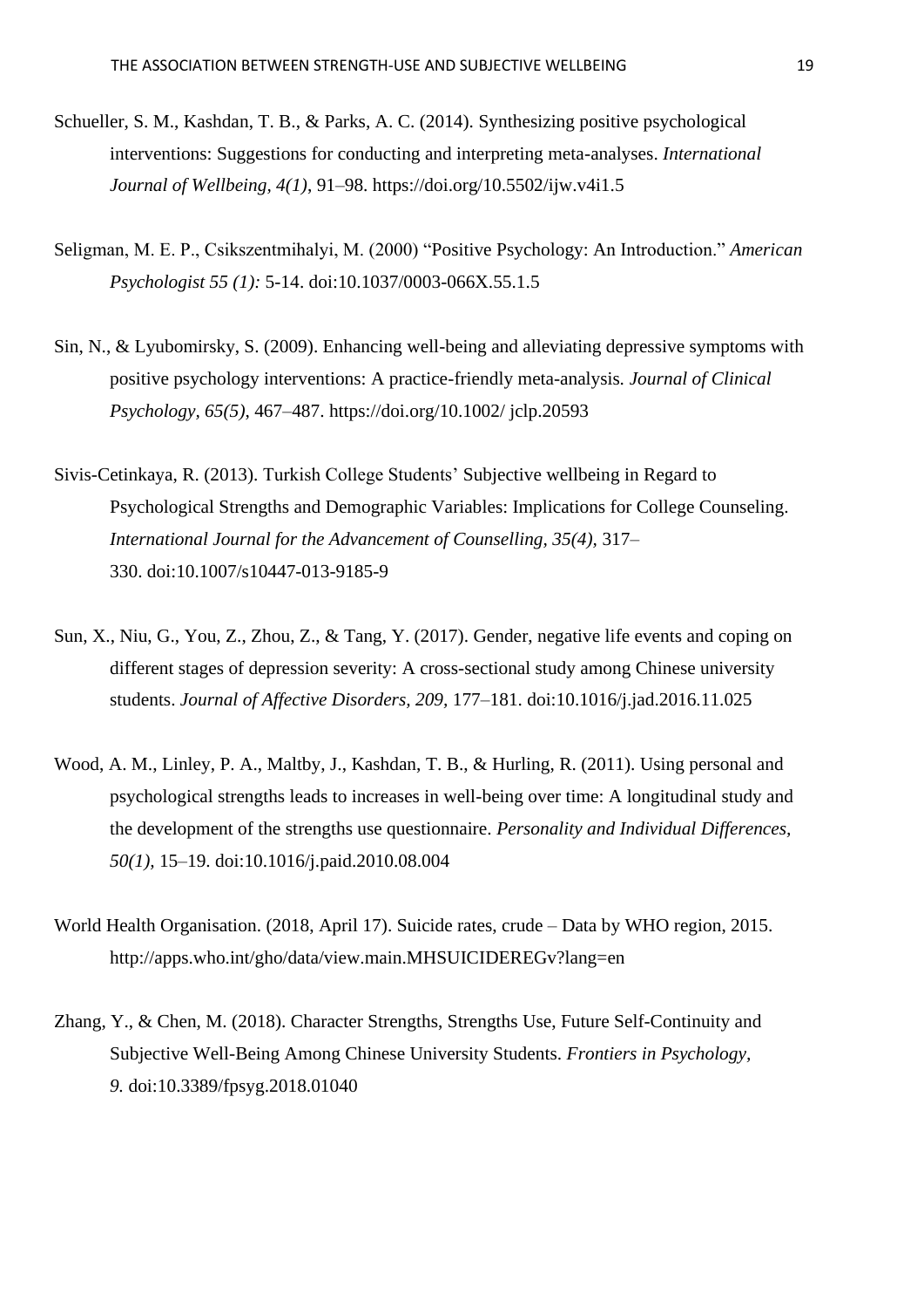Schueller, S. M., Kashdan, T. B., & Parks, A. C. (2014). Synthesizing positive psychological interventions: Suggestions for conducting and interpreting meta-analyses. *International Journal of Wellbeing, 4(1)*, 91–98. https://doi.org/10.5502/ijw.v4i1.5

Seligman, M. E. P., Csikszentmihalyi, M. (2000) "Positive Psychology: An Introduction." *American Psychologist 55 (1):* 5-14. doi:10.1037/0003-066X.55.1.5

Sin, N., & Lyubomirsky, S. (2009). Enhancing well-being and alleviating depressive symptoms with positive psychology interventions: A practice-friendly meta-analysis. *Journal of Clinical Psychology, 65(5)*, 467–487. https://doi.org/10.1002/ jclp.20593

Sivis-Cetinkaya, R. (2013). Turkish College Students' Subjective wellbeing in Regard to Psychological Strengths and Demographic Variables: Implications for College Counseling. *International Journal for the Advancement of Counselling, 35(4)*, 317–330. doi:10.1007/s10447-013-9185-9

Sun, X., Niu, G., You, Z., Zhou, Z., & Tang, Y. (2017). Gender, negative life events and coping on different stages of depression severity: A cross-sectional study among Chinese university students. *Journal of Affective Disorders, 209,* 177–181. doi:10.1016/j.jad.2016.11.025

Wood, A. M., Linley, P. A., Maltby, J., Kashdan, T. B., & Hurling, R. (2011). Using personal and psychological strengths leads to increases in well-being over time: A longitudinal study and the development of the strengths use questionnaire. *Personality and Individual Differences, 50(1),* 15–19. doi:10.1016/j.paid.2010.08.004

World Health Organisation. (2018, April 17). Suicide rates, crude – Data by WHO region, 2015. http://apps.who.int/gho/data/view.main.MHSUICIDEREGv?lang=en

Zhang, Y., & Chen, M. (2018). Character Strengths, Strengths Use, Future Self-Continuity and Subjective Well-Being Among Chinese University Students. *Frontiers in Psychology, 9.* doi:10.3389/fpsyg.2018.01040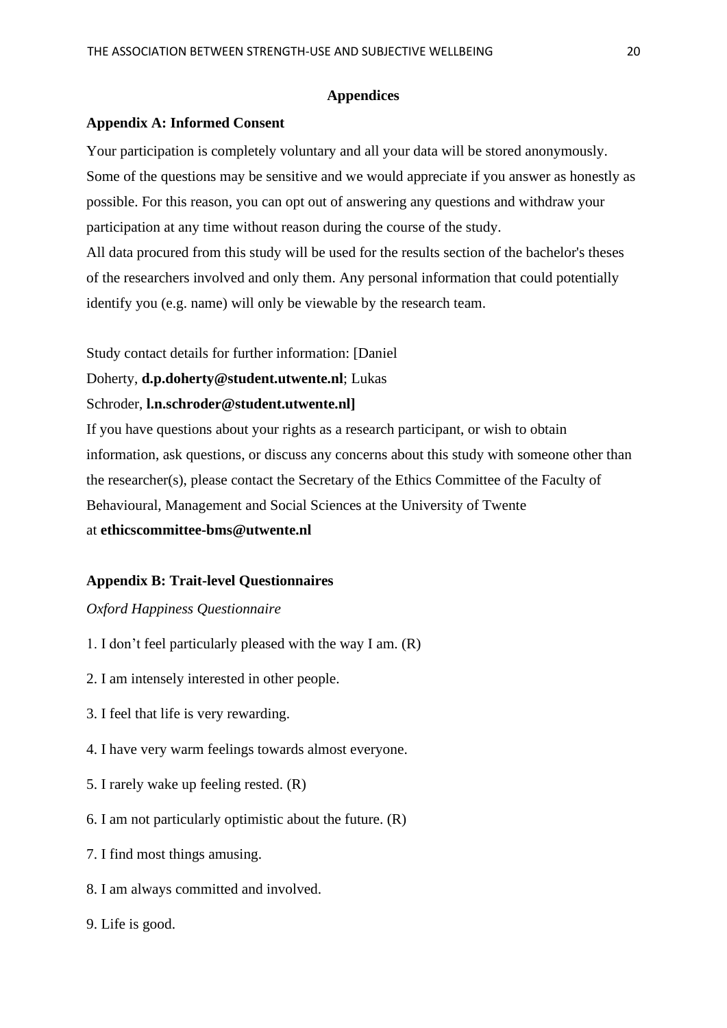## Appendices

### Appendix A: Informed Consent

Your participation is completely voluntary and all your data will be stored anonymously. Some of the questions may be sensitive and we would appreciate if you answer as honestly as possible. For this reason, you can opt out of answering any questions and withdraw your participation at any time without reason during the course of the study.
All data procured from this study will be used for the results section of the bachelor's theses of the researchers involved and only them. Any personal information that could potentially identify you (e.g. name) will only be viewable by the research team.

Study contact details for further information: [Daniel Doherty, **d.p.doherty@student.utwente.nl**; Lukas Schroder, **l.n.schroder@student.utwente.nl]**
If you have questions about your rights as a research participant, or wish to obtain information, ask questions, or discuss any concerns about this study with someone other than the researcher(s), please contact the Secretary of the Ethics Committee of the Faculty of Behavioural, Management and Social Sciences at the University of Twente at **ethicscommittee-bms@utwente.nl**

### Appendix B: Trait-level Questionnaires

*Oxford Happiness Questionnaire*

1. I don’t feel particularly pleased with the way I am. (R)

2. I am intensely interested in other people.

3. I feel that life is very rewarding.

4. I have very warm feelings towards almost everyone.

5. I rarely wake up feeling rested. (R)

6. I am not particularly optimistic about the future. (R)

7. I find most things amusing.

8. I am always committed and involved.

9. Life is good.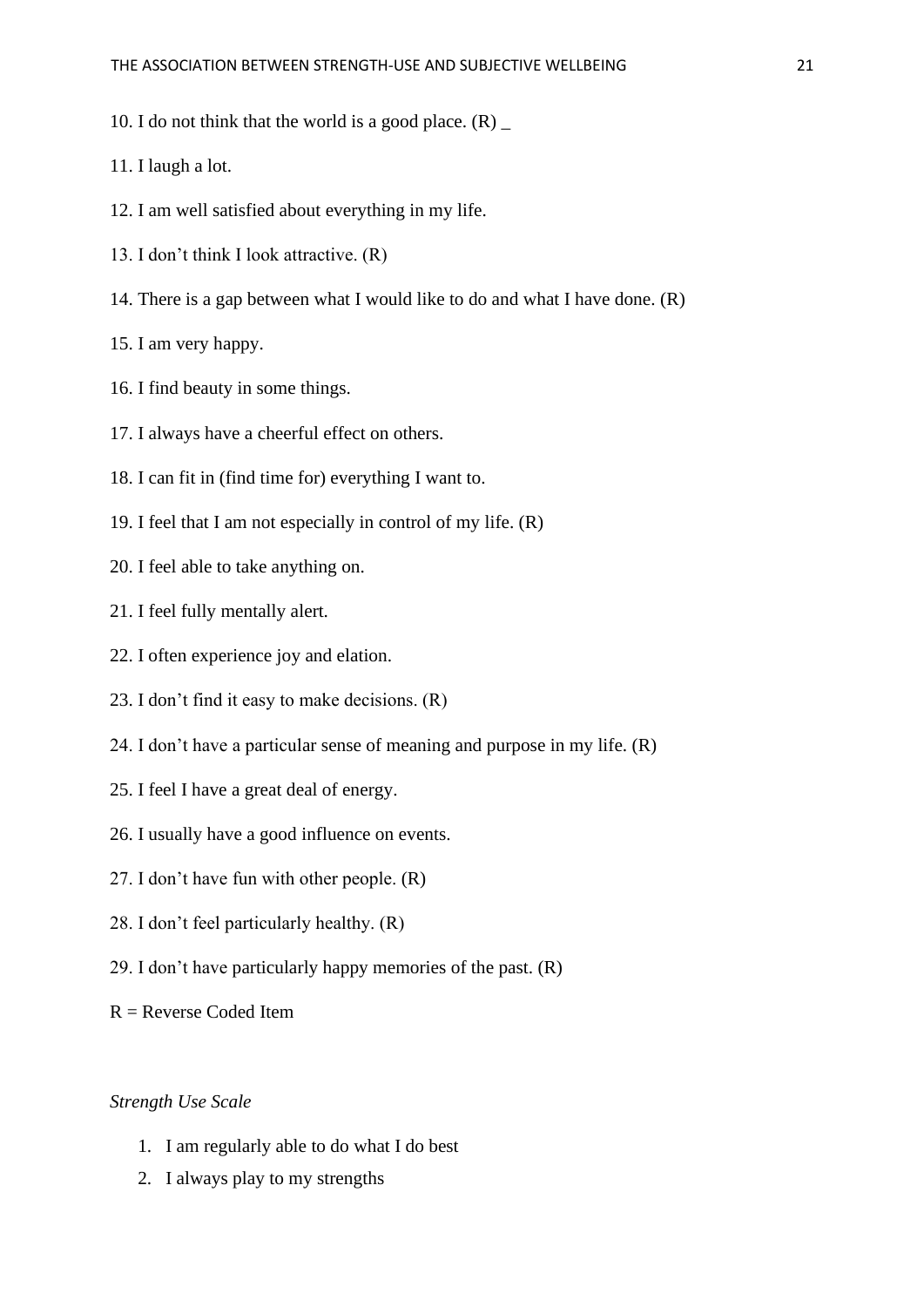10. I do not think that the world is a good place. (R) _

11. I laugh a lot.

12. I am well satisfied about everything in my life.

13. I don't think I look attractive. (R)

14. There is a gap between what I would like to do and what I have done. (R)

15. I am very happy.

16. I find beauty in some things.

17. I always have a cheerful effect on others.

18. I can fit in (find time for) everything I want to.

19. I feel that I am not especially in control of my life. (R)

20. I feel able to take anything on.

21. I feel fully mentally alert.

22. I often experience joy and elation.

23. I don't find it easy to make decisions. (R)

24. I don't have a particular sense of meaning and purpose in my life. (R)

25. I feel I have a great deal of energy.

26. I usually have a good influence on events.

27. I don't have fun with other people. (R)

28. I don't feel particularly healthy. (R)

29. I don't have particularly happy memories of the past. (R)

R = Reverse Coded Item

*Strength Use Scale*

1. I am regularly able to do what I do best
2. I always play to my strengths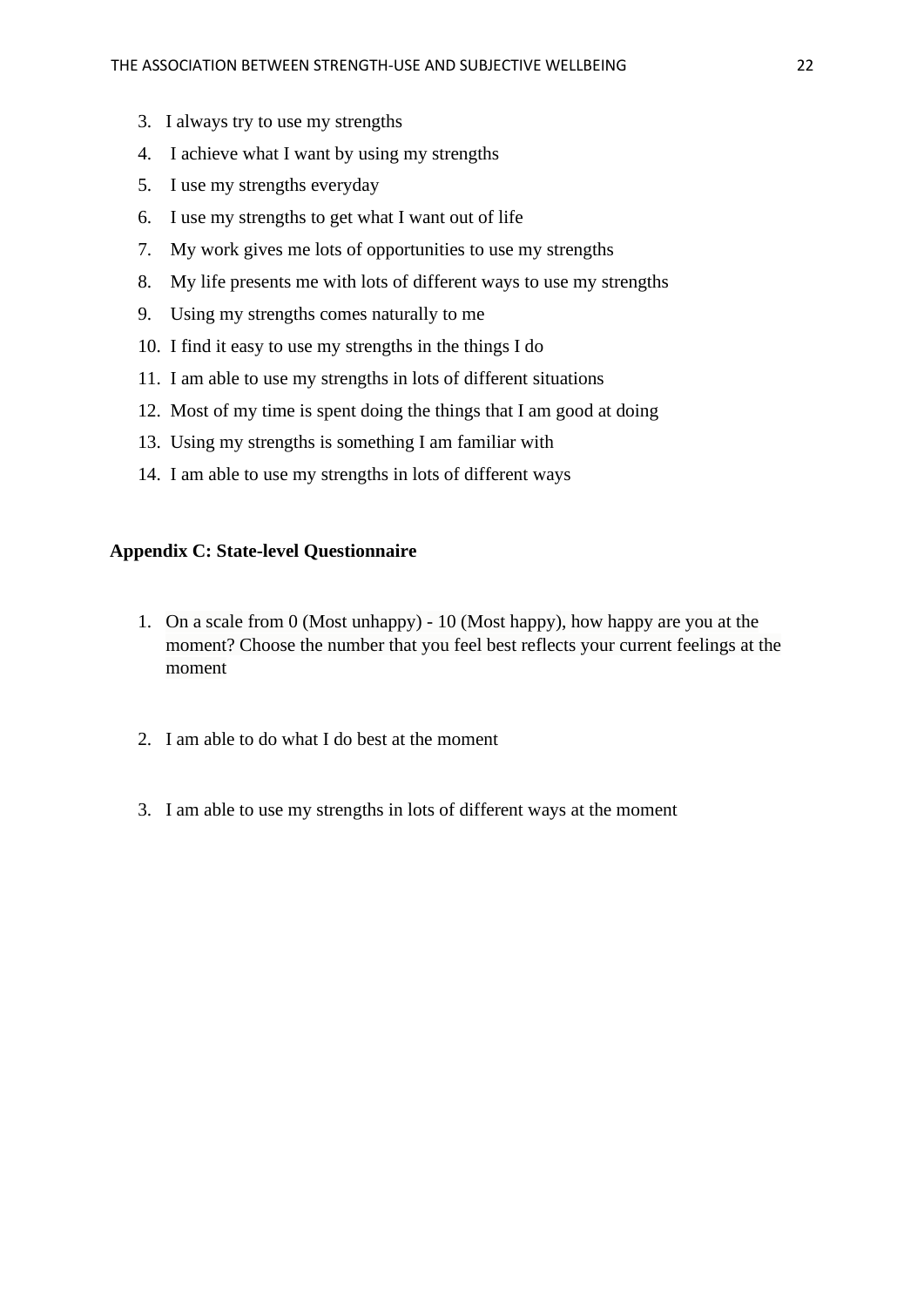3. I always try to use my strengths
4. I achieve what I want by using my strengths
5. I use my strengths everyday
6. I use my strengths to get what I want out of life
7. My work gives me lots of opportunities to use my strengths
8. My life presents me with lots of different ways to use my strengths
9. Using my strengths comes naturally to me
10. I find it easy to use my strengths in the things I do
11. I am able to use my strengths in lots of different situations
12. Most of my time is spent doing the things that I am good at doing
13. Using my strengths is something I am familiar with
14. I am able to use my strengths in lots of different ways

**Appendix C: State-level Questionnaire**

1. On a scale from 0 (Most unhappy) - 10 (Most happy), how happy are you at the moment? Choose the number that you feel best reflects your current feelings at the moment

2. I am able to do what I do best at the moment

3. I am able to use my strengths in lots of different ways at the moment